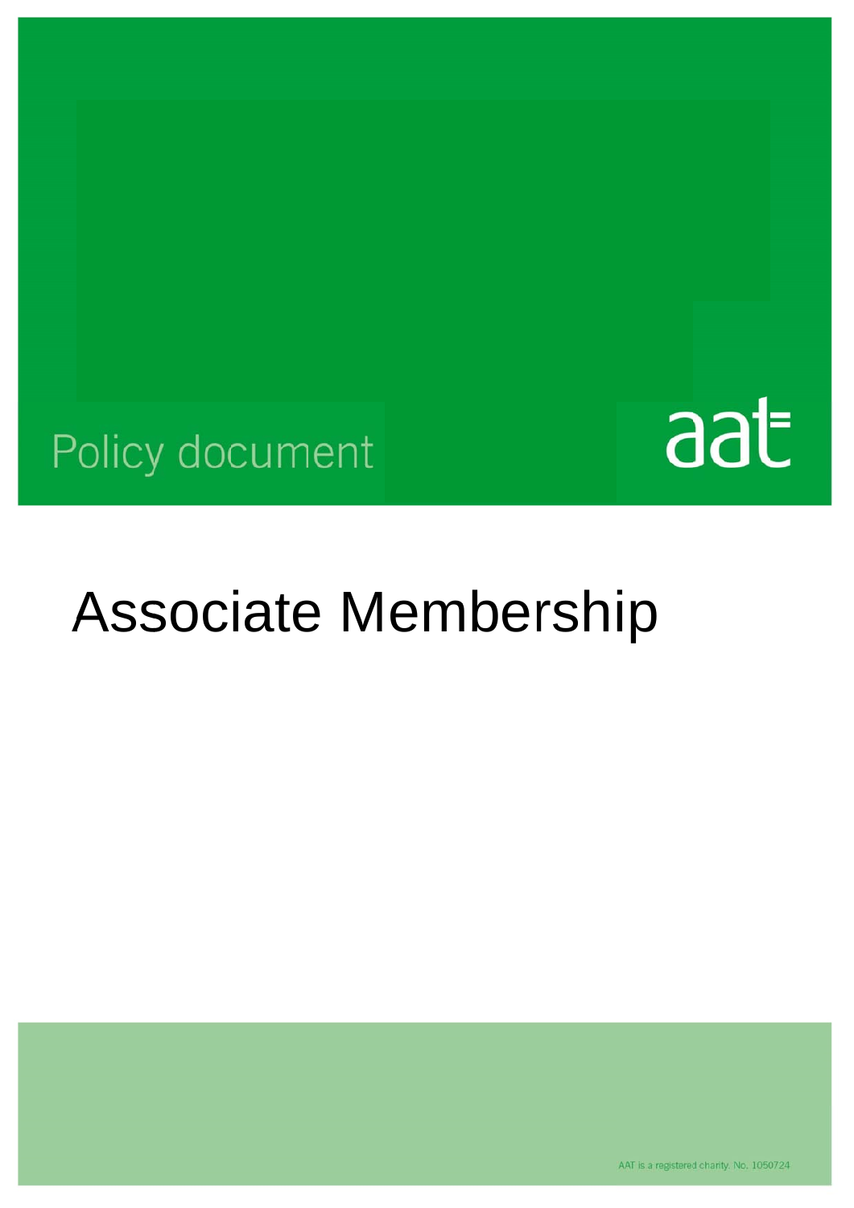Policy document

aat

# Associate Membership

AAT is a registered charity. No. 1050724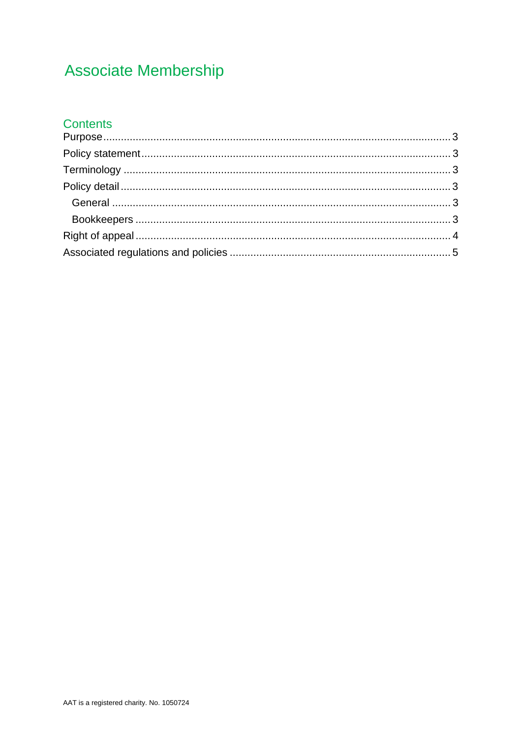# Associate Membership

## Contents

Purpose .................................................................................................................. 3
Policy statement ..................................................................................................... 3
Terminology ........................................................................................................... 3
Policy detail ........................................................................................................... 3
  General ............................................................................................................... 3
  Bookkeepers ....................................................................................................... 3
Right of appeal ....................................................................................................... 4
Associated regulations and policies ........................................................................ 5

AAT is a registered charity. No. 1050724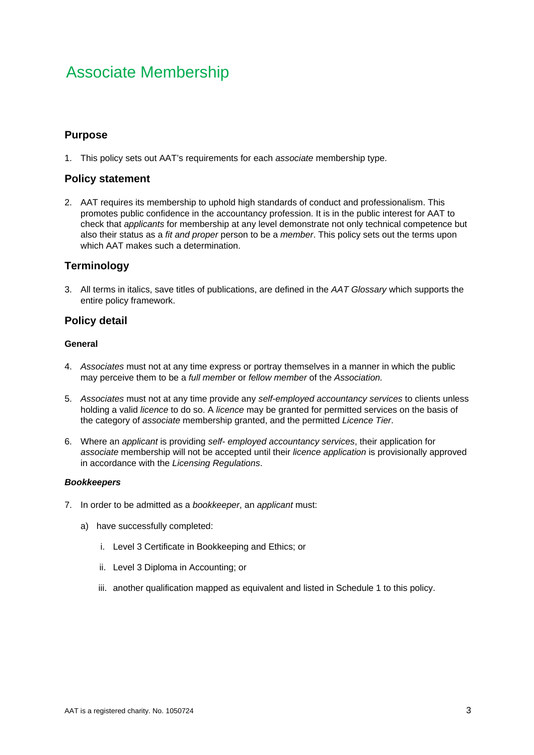# Associate Membership

## Purpose

1. This policy sets out AAT's requirements for each *associate* membership type.

## Policy statement

2. AAT requires its membership to uphold high standards of conduct and professionalism. This promotes public confidence in the accountancy profession. It is in the public interest for AAT to check that *applicants* for membership at any level demonstrate not only technical competence but also their status as a *fit and proper* person to be a *member*. This policy sets out the terms upon which AAT makes such a determination.

## Terminology

3. All terms in italics, save titles of publications, are defined in the *AAT Glossary* which supports the entire policy framework.

## Policy detail

### General

4. *Associates* must not at any time express or portray themselves in a manner in which the public may perceive them to be a *full member* or *fellow member* of the *Association.*

5. *Associates* must not at any time provide any *self-employed accountancy services* to clients unless holding a valid *licence* to do so. A *licence* may be granted for permitted services on the basis of the category of *associate* membership granted, and the permitted *Licence Tier*.

6. Where an *applicant* is providing *self- employed accountancy services*, their application for *associate* membership will not be accepted until their *licence application* is provisionally approved in accordance with the *Licensing Regulations*.

### ***Bookkeepers***

7. In order to be admitted as a *bookkeeper*, an *applicant* must:

   a) have successfully completed:

      i. Level 3 Certificate in Bookkeeping and Ethics; or

      ii. Level 3 Diploma in Accounting; or

      iii. another qualification mapped as equivalent and listed in Schedule 1 to this policy.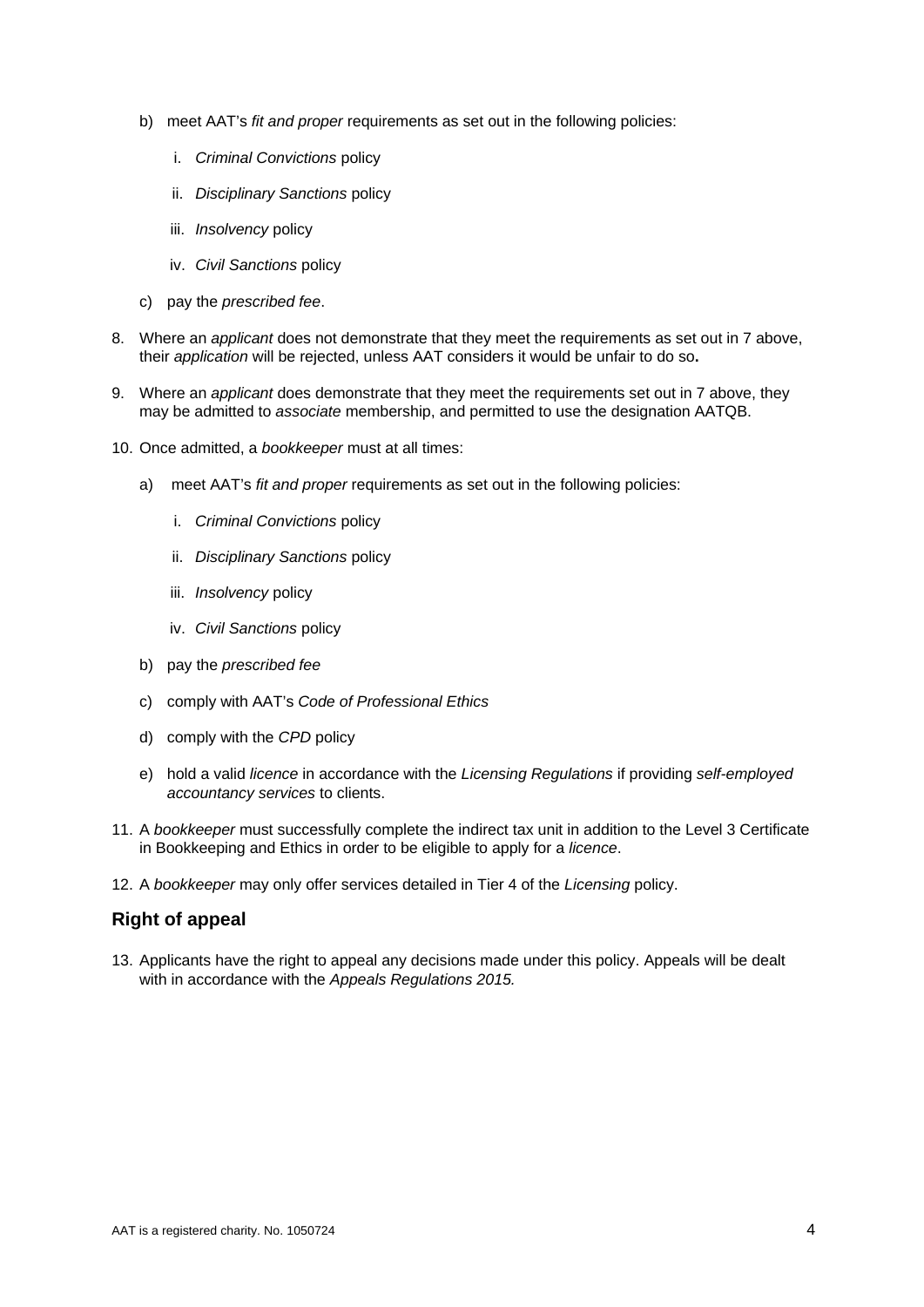b) meet AAT's *fit and proper* requirements as set out in the following policies:

   i. *Criminal Convictions* policy

   ii. *Disciplinary Sanctions* policy

   iii. *Insolvency* policy

   iv. *Civil Sanctions* policy

c) pay the *prescribed fee*.

8. Where an *applicant* does not demonstrate that they meet the requirements as set out in 7 above, their *application* will be rejected, unless AAT considers it would be unfair to do so**.**

9. Where an *applicant* does demonstrate that they meet the requirements set out in 7 above, they may be admitted to *associate* membership, and permitted to use the designation AATQB.

10. Once admitted, a *bookkeeper* must at all times:

    a) meet AAT's *fit and proper* requirements as set out in the following policies:

       i. *Criminal Convictions* policy

       ii. *Disciplinary Sanctions* policy

       iii. *Insolvency* policy

       iv. *Civil Sanctions* policy

    b) pay the *prescribed fee*

    c) comply with AAT's *Code of Professional Ethics*

    d) comply with the *CPD* policy

    e) hold a valid *licence* in accordance with the *Licensing Regulations* if providing *self-employed accountancy services* to clients.

11. A *bookkeeper* must successfully complete the indirect tax unit in addition to the Level 3 Certificate in Bookkeeping and Ethics in order to be eligible to apply for a *licence*.

12. A *bookkeeper* may only offer services detailed in Tier 4 of the *Licensing* policy.

## Right of appeal

13. Applicants have the right to appeal any decisions made under this policy. Appeals will be dealt with in accordance with the *Appeals Regulations 2015.*

AAT is a registered charity. No. 1050724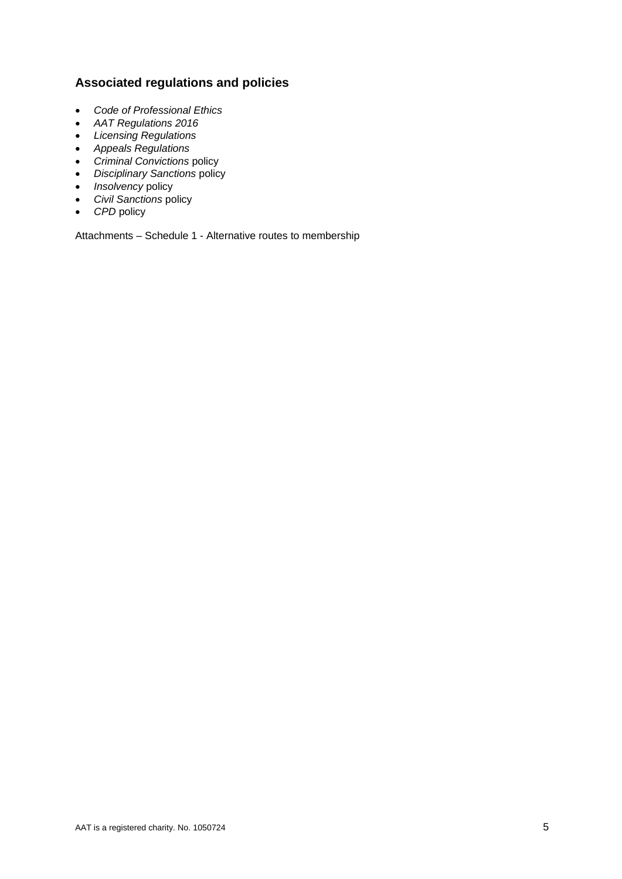## Associated regulations and policies

- *Code of Professional Ethics*
- *AAT Regulations 2016*
- *Licensing Regulations*
- *Appeals Regulations*
- *Criminal Convictions* policy
- *Disciplinary Sanctions* policy
- *Insolvency* policy
- *Civil Sanctions* policy
- *CPD* policy

Attachments – Schedule 1 - Alternative routes to membership

AAT is a registered charity. No. 1050724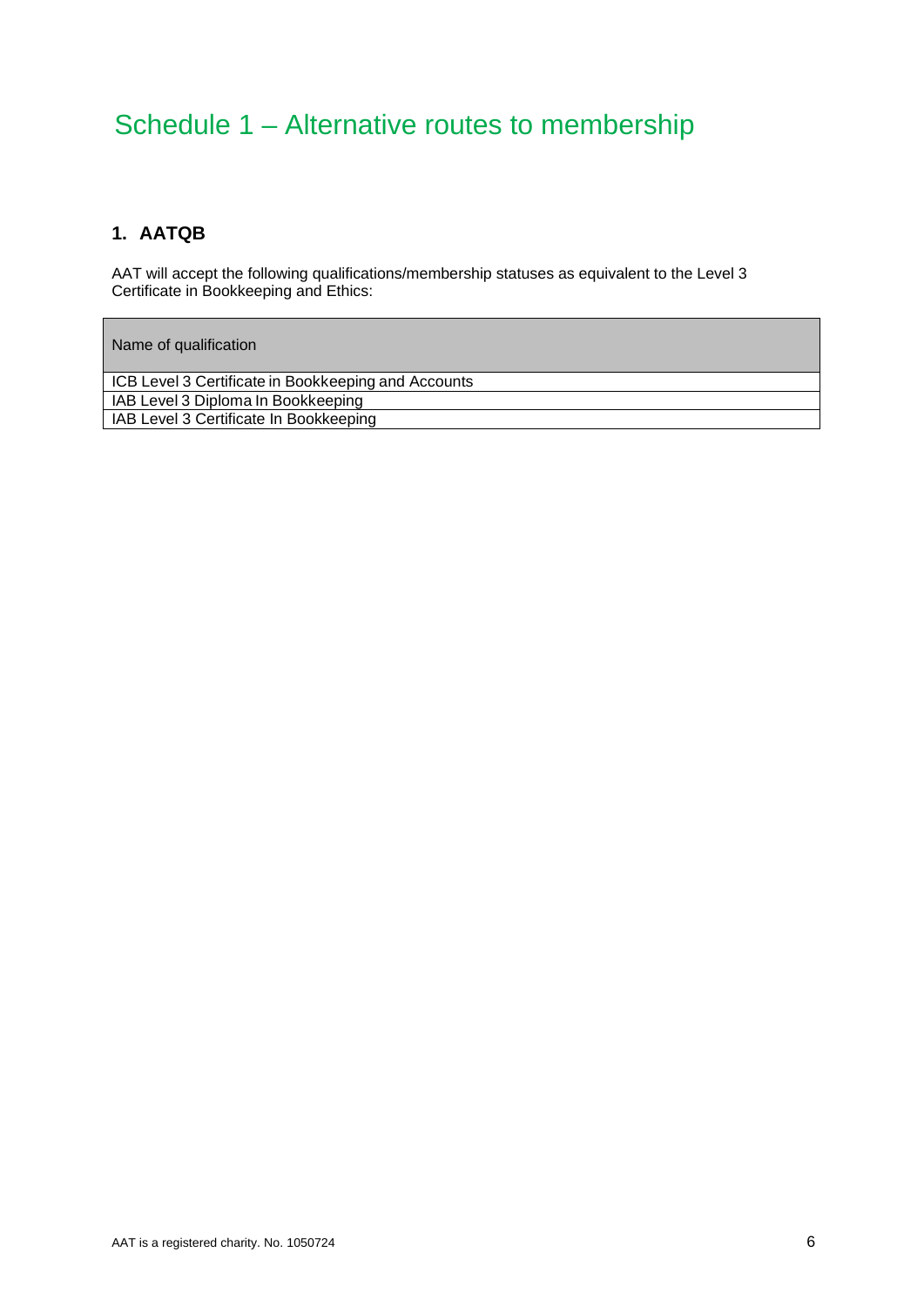# Schedule 1 – Alternative routes to membership

## 1. AATQB

AAT will accept the following qualifications/membership statuses as equivalent to the Level 3 Certificate in Bookkeeping and Ethics:

| Name of qualification |
| --- |
| ICB Level 3 Certificate in Bookkeeping and Accounts |
| IAB Level 3 Diploma In Bookkeeping |
| IAB Level 3 Certificate In Bookkeeping |

AAT is a registered charity. No. 1050724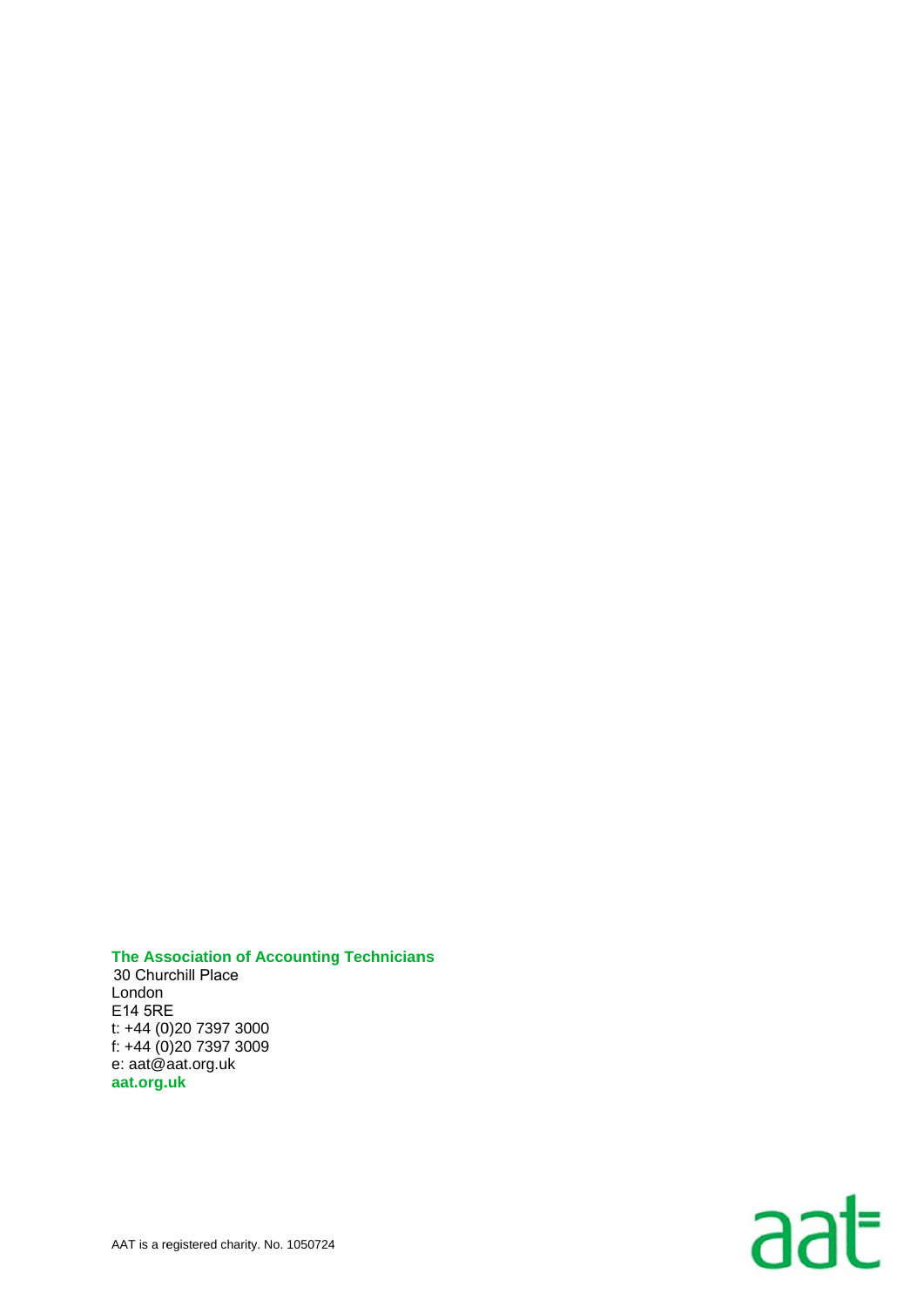**The Association of Accounting Technicians**
30 Churchill Place
London
E14 5RE
t: +44 (0)20 7397 3000
f: +44 (0)20 7397 3009
e: aat@aat.org.uk
**aat.org.uk**

AAT is a registered charity. No. 1050724

aat